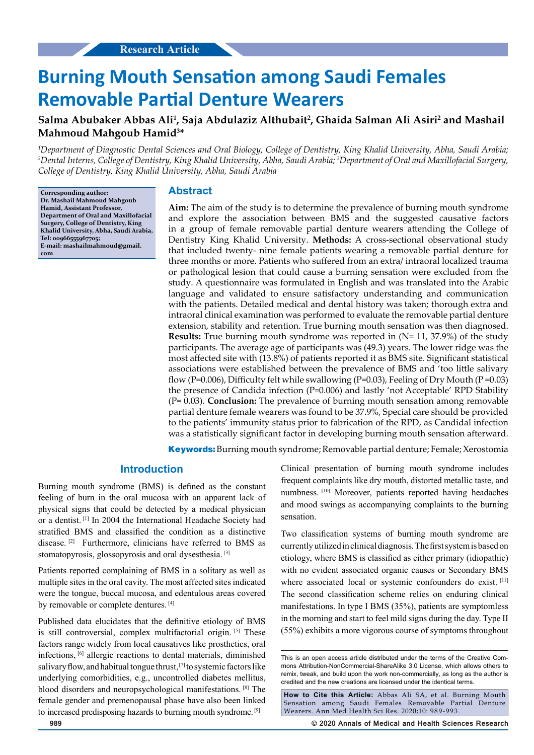Research Article

# Burning Mouth Sensation among Saudi Females Removable Partial Denture Wearers

**Salma Abubaker Abbas Ali[1], Saja Abdulaziz Althubait[2], Ghaida Salman Ali Asiri[2] and Mashail Mahmoud Mahgoub Hamid[3]***

*[1]Department of Diagnostic Dental Sciences and Oral Biology, College of Dentistry, King Khalid University, Abha, Saudi Arabia; [2]Dental Interns, College of Dentistry, King Khalid University, Abha, Saudi Arabia; [3]Department of Oral and Maxillofacial Surgery, College of Dentistry, King Khalid University, Abha, Saudi Arabia*

**Corresponding author: Dr. Mashail Mahmoud Mahgoub Hamid, Assistant Professor, Department of Oral and Maxillofacial Surgery, College of Dentistry, King Khalid University, Abha, Saudi Arabia, Tel: 00966555967705; E-mail: mashailmahmoud@gmail.com**

## Abstract

**Aim:** The aim of the study is to determine the prevalence of burning mouth syndrome and explore the association between BMS and the suggested causative factors in a group of female removable partial denture wearers attending the College of Dentistry King Khalid University. **Methods:** A cross-sectional observational study that included twenty- nine female patients wearing a removable partial denture for three months or more. Patients who suffered from an extra/ intraoral localized trauma or pathological lesion that could cause a burning sensation were excluded from the study. A questionnaire was formulated in English and was translated into the Arabic language and validated to ensure satisfactory understanding and communication with the patients. Detailed medical and dental history was taken; thorough extra and intraoral clinical examination was performed to evaluate the removable partial denture extension, stability and retention. True burning mouth sensation was then diagnosed. **Results:** True burning mouth syndrome was reported in (N= 11, 37.9%) of the study participants. The average age of participants was (49.3) years. The lower ridge was the most affected site with (13.8%) of patients reported it as BMS site. Significant statistical associations were established between the prevalence of BMS and 'too little salivary flow (P=0.006), Difficulty felt while swallowing (P=0.03), Feeling of Dry Mouth (P =0.03) the presence of Candida infection (P=0.006) and lastly 'not Acceptable' RPD Stability (P= 0.03). **Conclusion:** The prevalence of burning mouth sensation among removable partial denture female wearers was found to be 37.9%, Special care should be provided to the patients' immunity status prior to fabrication of the RPD, as Candidal infection was a statistically significant factor in developing burning mouth sensation afterward.

**Keywords:** Burning mouth syndrome; Removable partial denture; Female; Xerostomia

## Introduction

Burning mouth syndrome (BMS) is defined as the constant feeling of burn in the oral mucosa with an apparent lack of physical signs that could be detected by a medical physician or a dentist. [1] In 2004 the International Headache Society had stratified BMS and classified the condition as a distinctive disease. [2] Furthermore, clinicians have referred to BMS as stomatopyrosis, glossopyrosis and oral dysesthesia. [3]

Patients reported complaining of BMS in a solitary as well as multiple sites in the oral cavity. The most affected sites indicated were the tongue, buccal mucosa, and edentulous areas covered by removable or complete dentures. [4]

Published data elucidates that the definitive etiology of BMS is still controversial, complex multifactorial origin. [5] These factors range widely from local causatives like prosthetics, oral infections, [6] allergic reactions to dental materials, diminished salivary flow, and habitual tongue thrust, [7] to systemic factors like underlying comorbidities, e.g., uncontrolled diabetes mellitus, blood disorders and neuropsychological manifestations. [8] The female gender and premenopausal phase have also been linked to increased predisposing hazards to burning mouth syndrome. [9]

Clinical presentation of burning mouth syndrome includes frequent complaints like dry mouth, distorted metallic taste, and numbness. [10] Moreover, patients reported having headaches and mood swings as accompanying complaints to the burning sensation.

Two classification systems of burning mouth syndrome are currently utilized in clinical diagnosis. The first system is based on etiology, where BMS is classified as either primary (idiopathic) with no evident associated organic causes or Secondary BMS where associated local or systemic confounders do exist. [11] The second classification scheme relies on enduring clinical manifestations. In type I BMS (35%), patients are symptomless in the morning and start to feel mild signs during the day. Type II (55%) exhibits a more vigorous course of symptoms throughout

This is an open access article distributed under the terms of the Creative Commons Attribution-NonCommercial-ShareAlike 3.0 License, which allows others to remix, tweak, and build upon the work non-commercially, as long as the author is credited and the new creations are licensed under the identical terms.

**How to Cite this Article:** Abbas Ali SA, et al. Burning Mouth Sensation among Saudi Females Removable Partial Denture Wearers. Ann Med Health Sci Res. 2020;10: 989-993.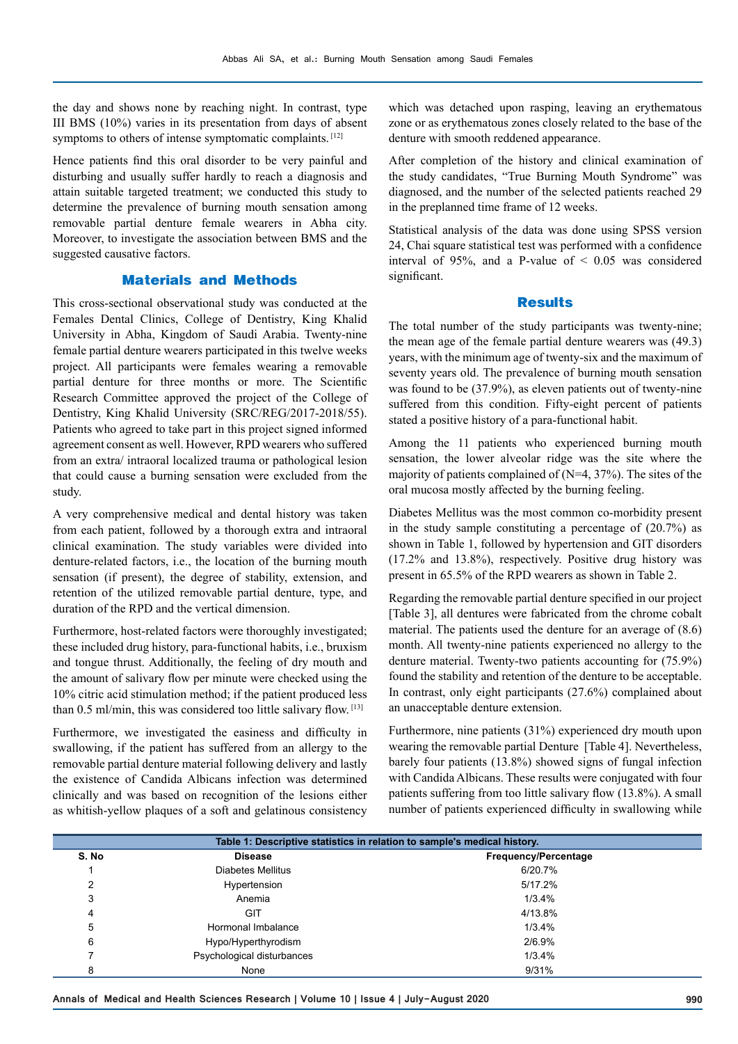the day and shows none by reaching night. In contrast, type III BMS (10%) varies in its presentation from days of absent symptoms to others of intense symptomatic complaints.[12]

Hence patients find this oral disorder to be very painful and disturbing and usually suffer hardly to reach a diagnosis and attain suitable targeted treatment; we conducted this study to determine the prevalence of burning mouth sensation among removable partial denture female wearers in Abha city. Moreover, to investigate the association between BMS and the suggested causative factors.

## Materials and Methods

This cross-sectional observational study was conducted at the Females Dental Clinics, College of Dentistry, King Khalid University in Abha, Kingdom of Saudi Arabia. Twenty-nine female partial denture wearers participated in this twelve weeks project. All participants were females wearing a removable partial denture for three months or more. The Scientific Research Committee approved the project of the College of Dentistry, King Khalid University (SRC/REG/2017-2018/55). Patients who agreed to take part in this project signed informed agreement consent as well. However, RPD wearers who suffered from an extra/ intraoral localized trauma or pathological lesion that could cause a burning sensation were excluded from the study.

A very comprehensive medical and dental history was taken from each patient, followed by a thorough extra and intraoral clinical examination. The study variables were divided into denture-related factors, i.e., the location of the burning mouth sensation (if present), the degree of stability, extension, and retention of the utilized removable partial denture, type, and duration of the RPD and the vertical dimension.

Furthermore, host-related factors were thoroughly investigated; these included drug history, para-functional habits, i.e., bruxism and tongue thrust. Additionally, the feeling of dry mouth and the amount of salivary flow per minute were checked using the 10% citric acid stimulation method; if the patient produced less than 0.5 ml/min, this was considered too little salivary flow.[13]

Furthermore, we investigated the easiness and difficulty in swallowing, if the patient has suffered from an allergy to the removable partial denture material following delivery and lastly the existence of Candida Albicans infection was determined clinically and was based on recognition of the lesions either as whitish-yellow plaques of a soft and gelatinous consistency which was detached upon rasping, leaving an erythematous zone or as erythematous zones closely related to the base of the denture with smooth reddened appearance.

After completion of the history and clinical examination of the study candidates, "True Burning Mouth Syndrome" was diagnosed, and the number of the selected patients reached 29 in the preplanned time frame of 12 weeks.

Statistical analysis of the data was done using SPSS version 24, Chai square statistical test was performed with a confidence interval of 95%, and a P-value of < 0.05 was considered significant.

## Results

The total number of the study participants was twenty-nine; the mean age of the female partial denture wearers was (49.3) years, with the minimum age of twenty-six and the maximum of seventy years old. The prevalence of burning mouth sensation was found to be (37.9%), as eleven patients out of twenty-nine suffered from this condition. Fifty-eight percent of patients stated a positive history of a para-functional habit.

Among the 11 patients who experienced burning mouth sensation, the lower alveolar ridge was the site where the majority of patients complained of (N=4, 37%). The sites of the oral mucosa mostly affected by the burning feeling.

Diabetes Mellitus was the most common co-morbidity present in the study sample constituting a percentage of (20.7%) as shown in Table 1, followed by hypertension and GIT disorders (17.2% and 13.8%), respectively. Positive drug history was present in 65.5% of the RPD wearers as shown in Table 2.

Regarding the removable partial denture specified in our project [Table 3], all dentures were fabricated from the chrome cobalt material. The patients used the denture for an average of (8.6) month. All twenty-nine patients experienced no allergy to the denture material. Twenty-two patients accounting for (75.9%) found the stability and retention of the denture to be acceptable. In contrast, only eight participants (27.6%) complained about an unacceptable denture extension.

Furthermore, nine patients (31%) experienced dry mouth upon wearing the removable partial Denture [Table 4]. Nevertheless, barely four patients (13.8%) showed signs of fungal infection with Candida Albicans. These results were conjugated with four patients suffering from too little salivary flow (13.8%). A small number of patients experienced difficulty in swallowing while

**Table 1: Descriptive statistics in relation to sample's medical history.**

| S. No | Disease | Frequency/Percentage |
|---|---|---|
| 1 | Diabetes Mellitus | 6/20.7% |
| 2 | Hypertension | 5/17.2% |
| 3 | Anemia | 1/3.4% |
| 4 | GIT | 4/13.8% |
| 5 | Hormonal Imbalance | 1/3.4% |
| 6 | Hypo/Hyperthyrodism | 2/6.9% |
| 7 | Psychological disturbances | 1/3.4% |
| 8 | None | 9/31% |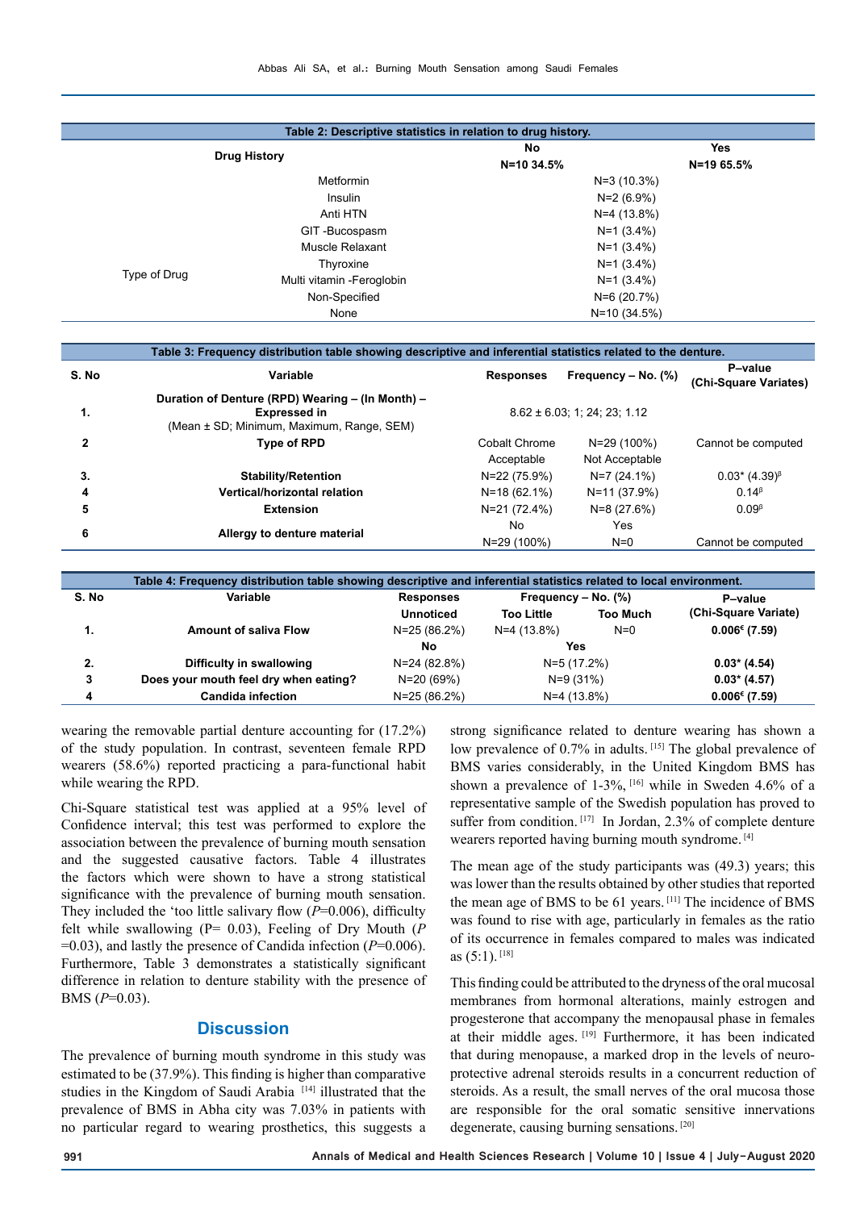**Table 2: Descriptive statistics in relation to drug history.**

| Drug History | | No N=10 34.5% | Yes N=19 65.5% |
|---|---|---|---|
| Type of Drug | Metformin | N=3 (10.3%) | |
| | Insulin | N=2 (6.9%) | |
| | Anti HTN | N=4 (13.8%) | |
| | GIT -Bucospasm | N=1 (3.4%) | |
| | Muscle Relaxant | N=1 (3.4%) | |
| | Thyroxine | N=1 (3.4%) | |
| | Multi vitamin -Feroglobin | N=1 (3.4%) | |
| | Non-Specified | N=6 (20.7%) | |
| | None | N=10 (34.5%) | |

**Table 3: Frequency distribution table showing descriptive and inferential statistics related to the denture.**

| S. No | Variable | Responses | Frequency – No. (%) | P–value (Chi-Square Variates) |
|---|---|---|---|---|
| 1. | **Duration of Denture (RPD) Wearing – (In Month) – Expressed in** (Mean ± SD; Minimum, Maximum, Range, SEM) | 8.62 ± 6.03; 1; 24; 23; 1.12 | | |
| 2 | **Type of RPD** | Cobalt Chrome | N=29 (100%) | Cannot be computed |
| | | Acceptable | Not Acceptable | |
| 3. | **Stability/Retention** | N=22 (75.9%) | N=7 (24.1%) | 0.03* (4.39)β |
| 4 | **Vertical/horizontal relation** | N=18 (62.1%) | N=11 (37.9%) | 0.14β |
| 5 | **Extension** | N=21 (72.4%) | N=8 (27.6%) | 0.09β |
| | | No | Yes | |
| 6 | **Allergy to denture material** | N=29 (100%) | N=0 | Cannot be computed |

**Table 4: Frequency distribution table showing descriptive and inferential statistics related to local environment.**

| S. No | Variable | Responses | Frequency – No. (%) | | P–value (Chi-Square Variate) |
|---|---|---|---|---|---|
| | | Unnoticed | Too Little | Too Much | |
| 1. | **Amount of saliva Flow** | N=25 (86.2%) | N=4 (13.8%) | N=0 | **0.006€ (7.59)** |
| | | No | Yes | | |
| 2. | **Difficulty in swallowing** | N=24 (82.8%) | N=5 (17.2%) | | **0.03* (4.54)** |
| 3 | **Does your mouth feel dry when eating?** | N=20 (69%) | N=9 (31%) | | **0.03* (4.57)** |
| 4 | **Candida infection** | N=25 (86.2%) | N=4 (13.8%) | | **0.006€ (7.59)** |

wearing the removable partial denture accounting for (17.2%) of the study population. In contrast, seventeen female RPD wearers (58.6%) reported practicing a para-functional habit while wearing the RPD.

Chi-Square statistical test was applied at a 95% level of Confidence interval; this test was performed to explore the association between the prevalence of burning mouth sensation and the suggested causative factors. Table 4 illustrates the factors which were shown to have a strong statistical significance with the prevalence of burning mouth sensation. They included the 'too little salivary flow ($P$=0.006), difficulty felt while swallowing (P= 0.03), Feeling of Dry Mouth ($P$ =0.03), and lastly the presence of Candida infection ($P$=0.006). Furthermore, Table 3 demonstrates a statistically significant difference in relation to denture stability with the presence of BMS ($P$=0.03).

## Discussion

The prevalence of burning mouth syndrome in this study was estimated to be (37.9%). This finding is higher than comparative studies in the Kingdom of Saudi Arabia [14] illustrated that the prevalence of BMS in Abha city was 7.03% in patients with no particular regard to wearing prosthetics, this suggests a strong significance related to denture wearing has shown a low prevalence of 0.7% in adults. [15] The global prevalence of BMS varies considerably, in the United Kingdom BMS has shown a prevalence of 1-3%, [16] while in Sweden 4.6% of a representative sample of the Swedish population has proved to suffer from condition. [17] In Jordan, 2.3% of complete denture wearers reported having burning mouth syndrome. [4]

The mean age of the study participants was (49.3) years; this was lower than the results obtained by other studies that reported the mean age of BMS to be 61 years. [11] The incidence of BMS was found to rise with age, particularly in females as the ratio of its occurrence in females compared to males was indicated as (5:1). [18]

This finding could be attributed to the dryness of the oral mucosal membranes from hormonal alterations, mainly estrogen and progesterone that accompany the menopausal phase in females at their middle ages. [19] Furthermore, it has been indicated that during menopause, a marked drop in the levels of neuro-protective adrenal steroids results in a concurrent reduction of steroids. As a result, the small nerves of the oral mucosa those are responsible for the oral somatic sensitive innervations degenerate, causing burning sensations. [20]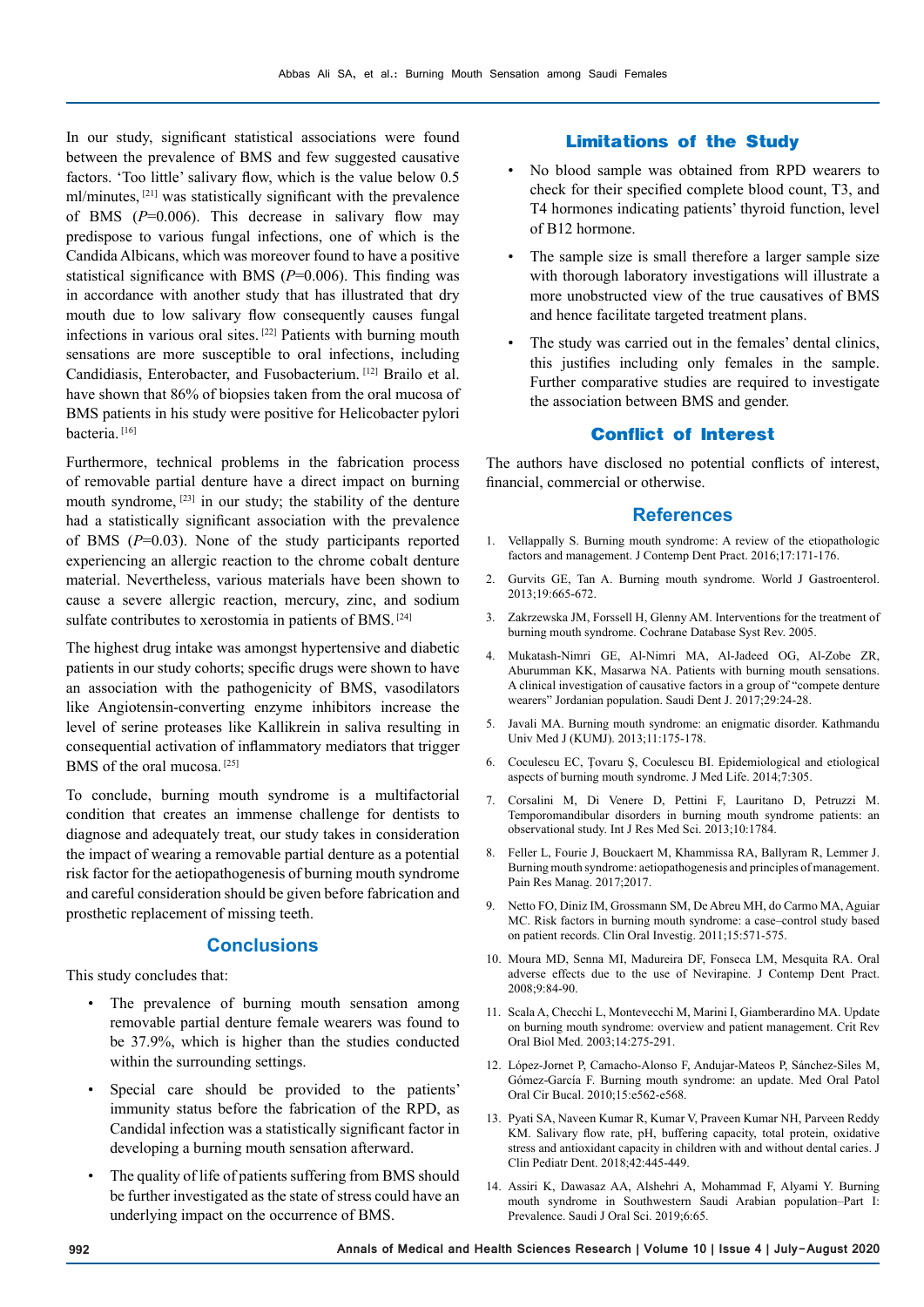In our study, significant statistical associations were found between the prevalence of BMS and few suggested causative factors. 'Too little' salivary flow, which is the value below 0.5 ml/minutes, [21] was statistically significant with the prevalence of BMS (*P*=0.006). This decrease in salivary flow may predispose to various fungal infections, one of which is the Candida Albicans, which was moreover found to have a positive statistical significance with BMS (*P*=0.006). This finding was in accordance with another study that has illustrated that dry mouth due to low salivary flow consequently causes fungal infections in various oral sites. [22] Patients with burning mouth sensations are more susceptible to oral infections, including Candidiasis, Enterobacter, and Fusobacterium. [12] Brailo et al. have shown that 86% of biopsies taken from the oral mucosa of BMS patients in his study were positive for Helicobacter pylori bacteria. [16]

Furthermore, technical problems in the fabrication process of removable partial denture have a direct impact on burning mouth syndrome, [23] in our study; the stability of the denture had a statistically significant association with the prevalence of BMS (*P*=0.03). None of the study participants reported experiencing an allergic reaction to the chrome cobalt denture material. Nevertheless, various materials have been shown to cause a severe allergic reaction, mercury, zinc, and sodium sulfate contributes to xerostomia in patients of BMS. [24]

The highest drug intake was amongst hypertensive and diabetic patients in our study cohorts; specific drugs were shown to have an association with the pathogenicity of BMS, vasodilators like Angiotensin-converting enzyme inhibitors increase the level of serine proteases like Kallikrein in saliva resulting in consequential activation of inflammatory mediators that trigger BMS of the oral mucosa. [25]

To conclude, burning mouth syndrome is a multifactorial condition that creates an immense challenge for dentists to diagnose and adequately treat, our study takes in consideration the impact of wearing a removable partial denture as a potential risk factor for the aetiopathogenesis of burning mouth syndrome and careful consideration should be given before fabrication and prosthetic replacement of missing teeth.

## Conclusions

This study concludes that:

- The prevalence of burning mouth sensation among removable partial denture female wearers was found to be 37.9%, which is higher than the studies conducted within the surrounding settings.
- Special care should be provided to the patients' immunity status before the fabrication of the RPD, as Candidal infection was a statistically significant factor in developing a burning mouth sensation afterward.
- The quality of life of patients suffering from BMS should be further investigated as the state of stress could have an underlying impact on the occurrence of BMS.

## Limitations of the Study

- No blood sample was obtained from RPD wearers to check for their specified complete blood count, T3, and T4 hormones indicating patients' thyroid function, level of B12 hormone.
- The sample size is small therefore a larger sample size with thorough laboratory investigations will illustrate a more unobstructed view of the true causatives of BMS and hence facilitate targeted treatment plans.
- The study was carried out in the females' dental clinics, this justifies including only females in the sample. Further comparative studies are required to investigate the association between BMS and gender.

## Conflict of Interest

The authors have disclosed no potential conflicts of interest, financial, commercial or otherwise.

## References

1. Vellappally S. Burning mouth syndrome: A review of the etiopathologic factors and management. J Contemp Dent Pract. 2016;17:171-176.
2. Gurvits GE, Tan A. Burning mouth syndrome. World J Gastroenterol. 2013;19:665-672.
3. Zakrzewska JM, Forssell H, Glenny AM. Interventions for the treatment of burning mouth syndrome. Cochrane Database Syst Rev. 2005.
4. Mukatash-Nimri GE, Al-Nimri MA, Al-Jadeed OG, Al-Zobe ZR, Aburumman KK, Masarwa NA. Patients with burning mouth sensations. A clinical investigation of causative factors in a group of "compete denture wearers" Jordanian population. Saudi Dent J. 2017;29:24-28.
5. Javali MA. Burning mouth syndrome: an enigmatic disorder. Kathmandu Univ Med J (KUMJ). 2013;11:175-178.
6. Coculescu EC, Ţovaru Ş, Coculescu BI. Epidemiological and etiological aspects of burning mouth syndrome. J Med Life. 2014;7:305.
7. Corsalini M, Di Venere D, Pettini F, Lauritano D, Petruzzi M. Temporomandibular disorders in burning mouth syndrome patients: an observational study. Int J Res Med Sci. 2013;10:1784.
8. Feller L, Fourie J, Bouckaert M, Khammissa RA, Ballyram R, Lemmer J. Burning mouth syndrome: aetiopathogenesis and principles of management. Pain Res Manag. 2017;2017.
9. Netto FO, Diniz IM, Grossmann SM, De Abreu MH, do Carmo MA, Aguiar MC. Risk factors in burning mouth syndrome: a case–control study based on patient records. Clin Oral Investig. 2011;15:571-575.
10. Moura MD, Senna MI, Madureira DF, Fonseca LM, Mesquita RA. Oral adverse effects due to the use of Nevirapine. J Contemp Dent Pract. 2008;9:84-90.
11. Scala A, Checchi L, Montevecchi M, Marini I, Giamberardino MA. Update on burning mouth syndrome: overview and patient management. Crit Rev Oral Biol Med. 2003;14:275-291.
12. López-Jornet P, Camacho-Alonso F, Andujar-Mateos P, Sánchez-Siles M, Gómez-García F. Burning mouth syndrome: an update. Med Oral Patol Oral Cir Bucal. 2010;15:e562-e568.
13. Pyati SA, Naveen Kumar R, Kumar V, Praveen Kumar NH, Parveen Reddy KM. Salivary flow rate, pH, buffering capacity, total protein, oxidative stress and antioxidant capacity in children with and without dental caries. J Clin Pediatr Dent. 2018;42:445-449.
14. Assiri K, Dawasaz AA, Alshehri A, Mohammad F, Alyami Y. Burning mouth syndrome in Southwestern Saudi Arabian population–Part I: Prevalence. Saudi J Oral Sci. 2019;6:65.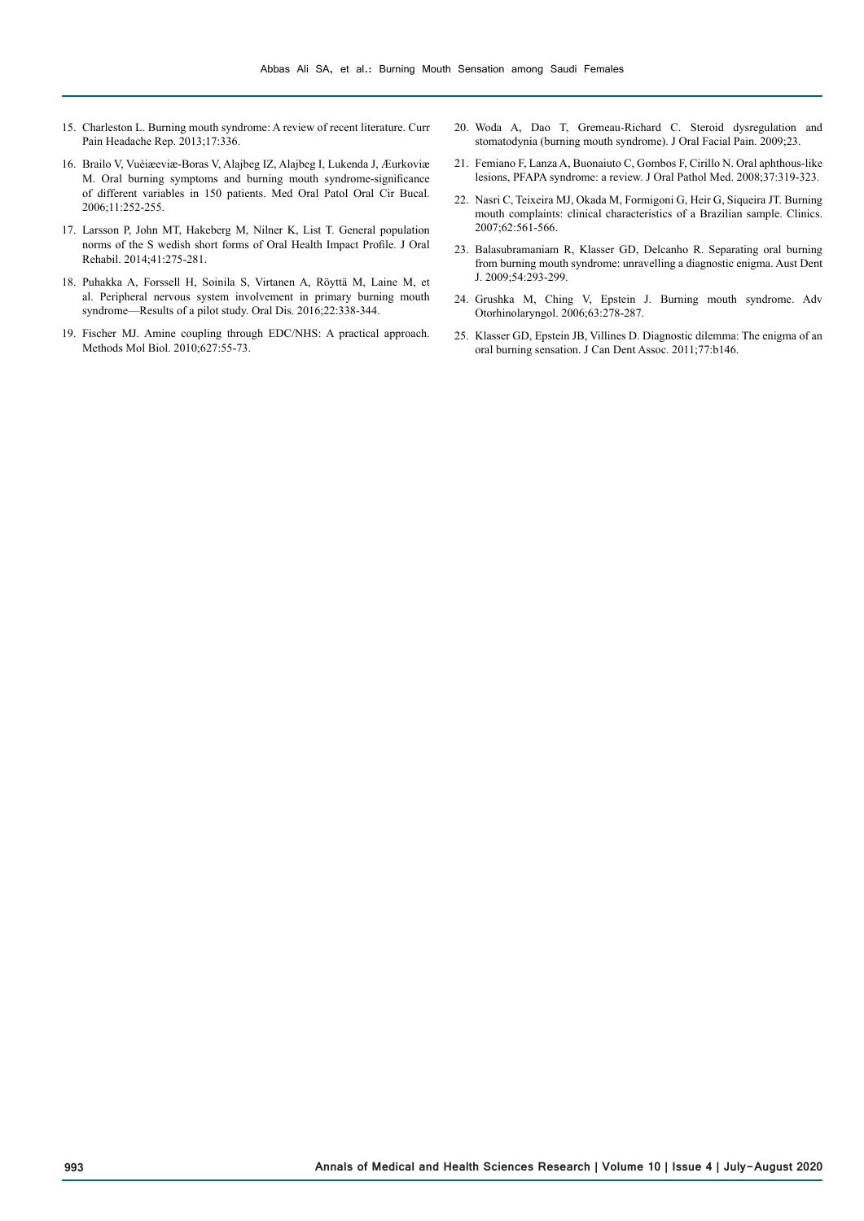15. Charleston L. Burning mouth syndrome: A review of recent literature. Curr Pain Headache Rep. 2013;17:336.
16. Brailo V, Vuèiæeviæ-Boras V, Alajbeg IZ, Alajbeg I, Lukenda J, Æurkoviæ M. Oral burning symptoms and burning mouth syndrome-significance of different variables in 150 patients. Med Oral Patol Oral Cir Bucal. 2006;11:252-255.
17. Larsson P, John MT, Hakeberg M, Nilner K, List T. General population norms of the S wedish short forms of Oral Health Impact Profile. J Oral Rehabil. 2014;41:275-281.
18. Puhakka A, Forssell H, Soinila S, Virtanen A, Röyttä M, Laine M, et al. Peripheral nervous system involvement in primary burning mouth syndrome—Results of a pilot study. Oral Dis. 2016;22:338-344.
19. Fischer MJ. Amine coupling through EDC/NHS: A practical approach. Methods Mol Biol. 2010;627:55-73.
20. Woda A, Dao T, Gremeau-Richard C. Steroid dysregulation and stomatodynia (burning mouth syndrome). J Oral Facial Pain. 2009;23.
21. Femiano F, Lanza A, Buonaiuto C, Gombos F, Cirillo N. Oral aphthous-like lesions, PFAPA syndrome: a review. J Oral Pathol Med. 2008;37:319-323.
22. Nasri C, Teixeira MJ, Okada M, Formigoni G, Heir G, Siqueira JT. Burning mouth complaints: clinical characteristics of a Brazilian sample. Clinics. 2007;62:561-566.
23. Balasubramaniam R, Klasser GD, Delcanho R. Separating oral burning from burning mouth syndrome: unravelling a diagnostic enigma. Aust Dent J. 2009;54:293-299.
24. Grushka M, Ching V, Epstein J. Burning mouth syndrome. Adv Otorhinolaryngol. 2006;63:278-287.
25. Klasser GD, Epstein JB, Villines D. Diagnostic dilemma: The enigma of an oral burning sensation. J Can Dent Assoc. 2011;77:b146.